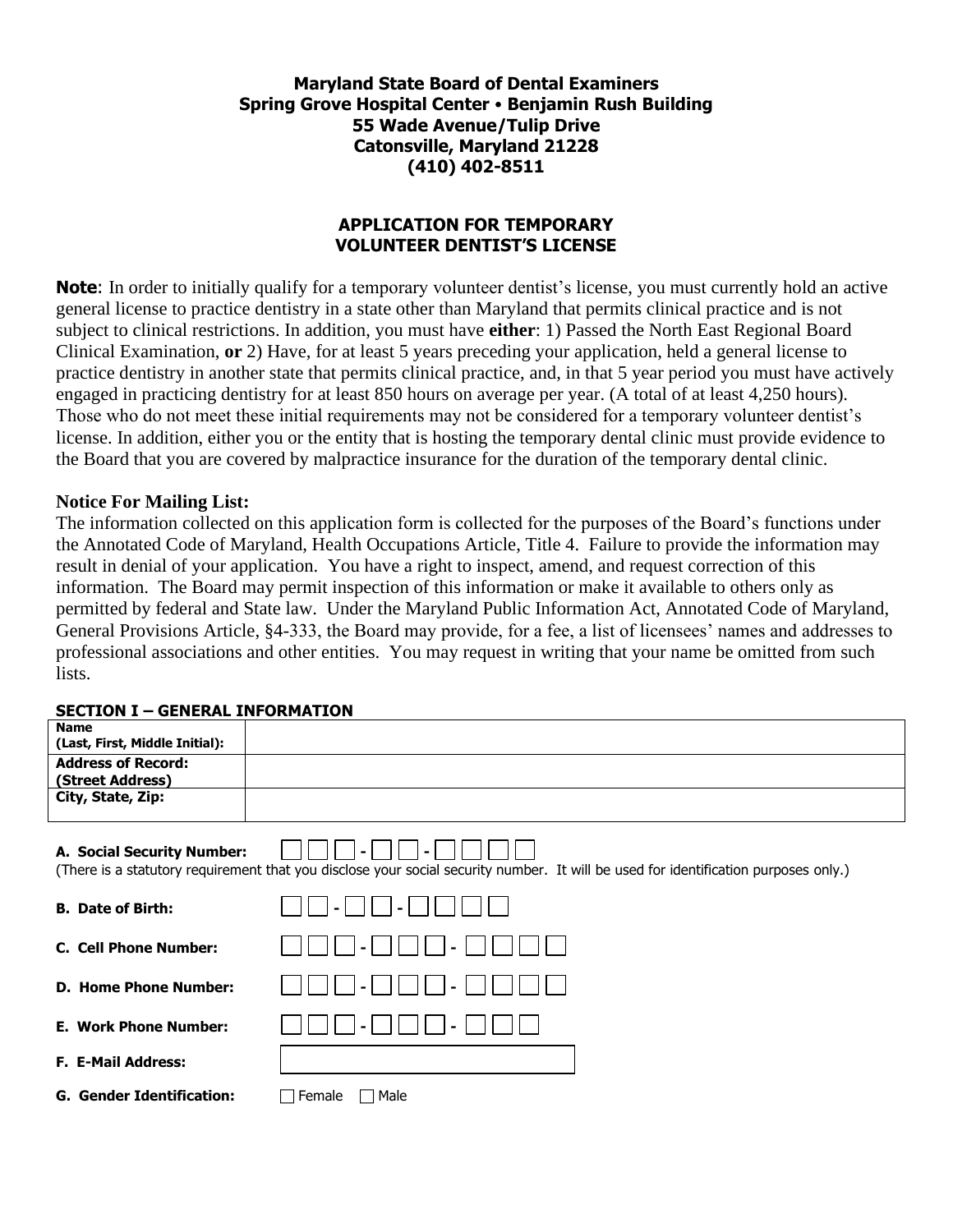**Maryland State Board of Dental Examiners**
**Spring Grove Hospital Center • Benjamin Rush Building**
**55 Wade Avenue/Tulip Drive**
**Catonsville, Maryland 21228**
**(410) 402-8511**

## APPLICATION FOR TEMPORARY VOLUNTEER DENTIST'S LICENSE

**Note**: In order to initially qualify for a temporary volunteer dentist's license, you must currently hold an active general license to practice dentistry in a state other than Maryland that permits clinical practice and is not subject to clinical restrictions. In addition, you must have **either**: 1) Passed the North East Regional Board Clinical Examination, **or** 2) Have, for at least 5 years preceding your application, held a general license to practice dentistry in another state that permits clinical practice, and, in that 5 year period you must have actively engaged in practicing dentistry for at least 850 hours on average per year. (A total of at least 4,250 hours). Those who do not meet these initial requirements may not be considered for a temporary volunteer dentist's license. In addition, either you or the entity that is hosting the temporary dental clinic must provide evidence to the Board that you are covered by malpractice insurance for the duration of the temporary dental clinic.

**Notice For Mailing List:**
The information collected on this application form is collected for the purposes of the Board's functions under the Annotated Code of Maryland, Health Occupations Article, Title 4. Failure to provide the information may result in denial of your application. You have a right to inspect, amend, and request correction of this information. The Board may permit inspection of this information or make it available to others only as permitted by federal and State law. Under the Maryland Public Information Act, Annotated Code of Maryland, General Provisions Article, §4-333, the Board may provide, for a fee, a list of licensees' names and addresses to professional associations and other entities. You may request in writing that your name be omitted from such lists.

### SECTION I – GENERAL INFORMATION

| | |
|---|---|
| **Name (Last, First, Middle Initial):** | |
| **Address of Record: (Street Address)** | |
| **City, State, Zip:** | |

**A. Social Security Number:** ☐☐☐-☐☐-☐☐☐☐
(There is a statutory requirement that you disclose your social security number. It will be used for identification purposes only.)

**B. Date of Birth:** ☐☐-☐☐-☐☐☐☐

**C. Cell Phone Number:** ☐☐☐-☐☐☐-☐☐☐☐

**D. Home Phone Number:** ☐☐☐-☐☐☐-☐☐☐☐

**E. Work Phone Number:** ☐☐☐-☐☐☐-☐☐☐

**F. E-Mail Address:** ____________________

**G. Gender Identification:** ☐ Female ☐ Male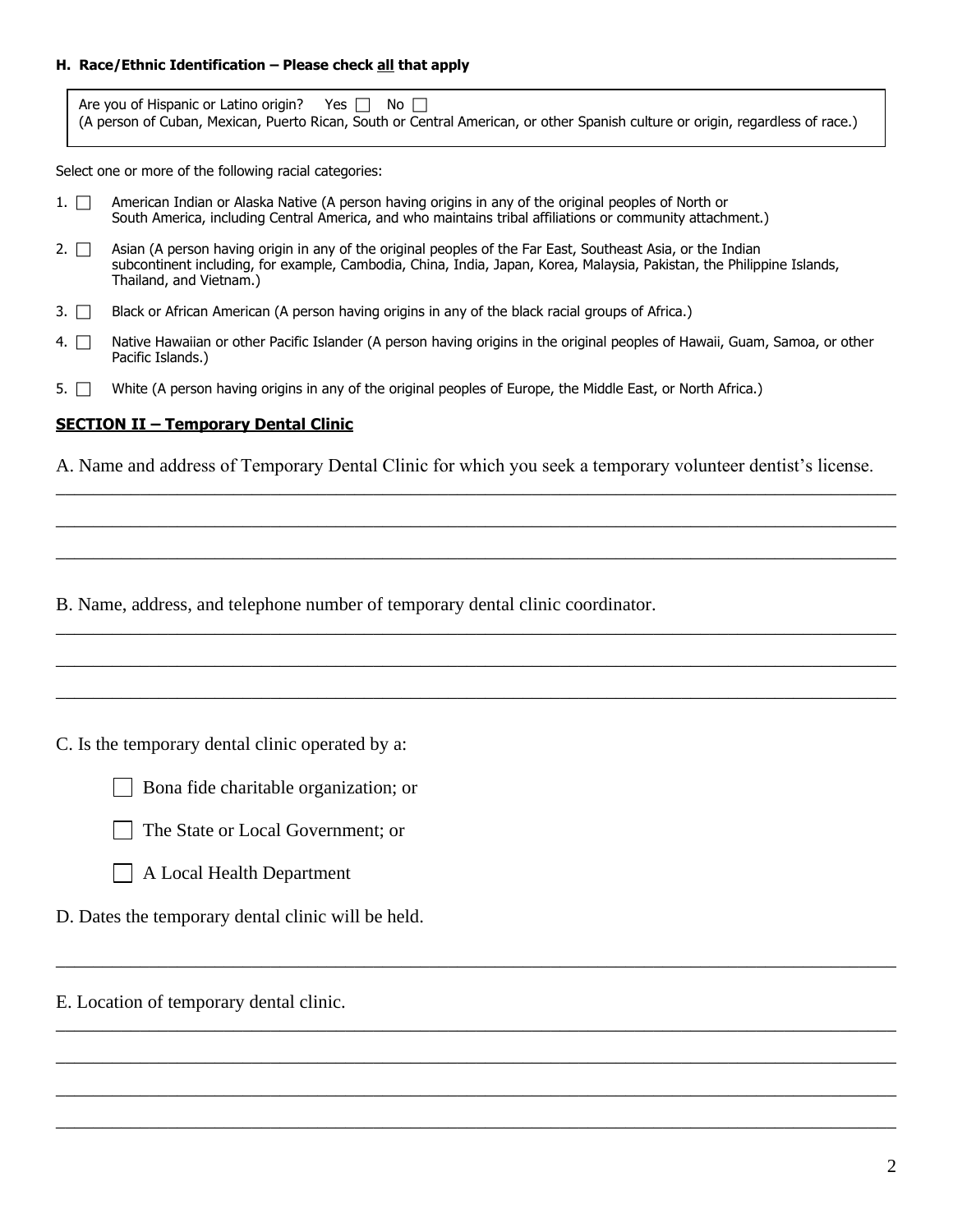**H. Race/Ethnic Identification – Please check all that apply**

Are you of Hispanic or Latino origin? Yes ☐ No ☐
(A person of Cuban, Mexican, Puerto Rican, South or Central American, or other Spanish culture or origin, regardless of race.)

Select one or more of the following racial categories:

1. ☐ American Indian or Alaska Native (A person having origins in any of the original peoples of North or South America, including Central America, and who maintains tribal affiliations or community attachment.)
2. ☐ Asian (A person having origin in any of the original peoples of the Far East, Southeast Asia, or the Indian subcontinent including, for example, Cambodia, China, India, Japan, Korea, Malaysia, Pakistan, the Philippine Islands, Thailand, and Vietnam.)
3. ☐ Black or African American (A person having origins in any of the black racial groups of Africa.)
4. ☐ Native Hawaiian or other Pacific Islander (A person having origins in the original peoples of Hawaii, Guam, Samoa, or other Pacific Islands.)
5. ☐ White (A person having origins in any of the original peoples of Europe, the Middle East, or North Africa.)

## SECTION II – Temporary Dental Clinic

A. Name and address of Temporary Dental Clinic for which you seek a temporary volunteer dentist's license.

______________________________________________________________________________

______________________________________________________________________________

______________________________________________________________________________

B. Name, address, and telephone number of temporary dental clinic coordinator.

______________________________________________________________________________

______________________________________________________________________________

______________________________________________________________________________

C. Is the temporary dental clinic operated by a:

☐ Bona fide charitable organization; or

☐ The State or Local Government; or

☐ A Local Health Department

D. Dates the temporary dental clinic will be held.

______________________________________________________________________________

E. Location of temporary dental clinic.

______________________________________________________________________________

______________________________________________________________________________

______________________________________________________________________________

______________________________________________________________________________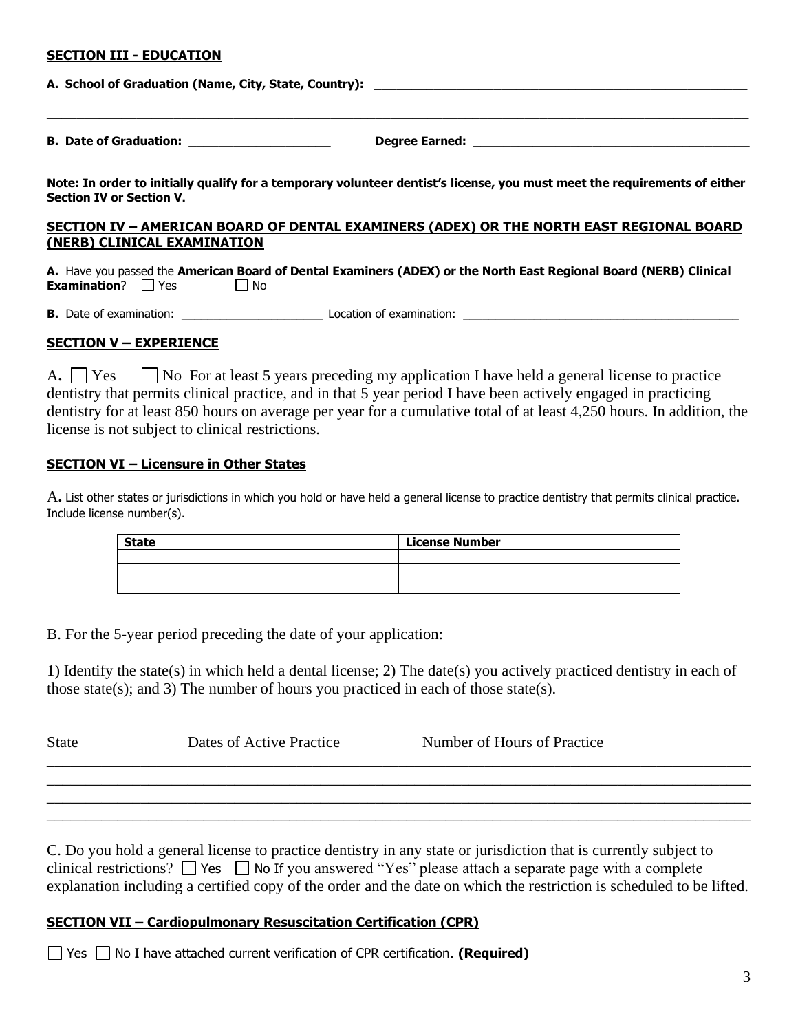## SECTION III - EDUCATION

**A. School of Graduation (Name, City, State, Country):** ______________________________________________________

______________________________________________________________________________________

**B. Date of Graduation:** ____________________ **Degree Earned:** ________________________________________

**Note: In order to initially qualify for a temporary volunteer dentist's license, you must meet the requirements of either Section IV or Section V.**

## SECTION IV – AMERICAN BOARD OF DENTAL EXAMINERS (ADEX) OR THE NORTH EAST REGIONAL BOARD (NERB) CLINICAL EXAMINATION

**A.** Have you passed the **American Board of Dental Examiners (ADEX) or the North East Regional Board (NERB) Clinical Examination**? ☐ Yes ☐ No

**B.** Date of examination: ______________________ Location of examination: ____________________________________________

## SECTION V – EXPERIENCE

A. ☐ Yes ☐ No For at least 5 years preceding my application I have held a general license to practice dentistry that permits clinical practice, and in that 5 year period I have been actively engaged in practicing dentistry for at least 850 hours on average per year for a cumulative total of at least 4,250 hours. In addition, the license is not subject to clinical restrictions.

## SECTION VI – Licensure in Other States

A. List other states or jurisdictions in which you hold or have held a general license to practice dentistry that permits clinical practice. Include license number(s).

| State | License Number |
|---|---|
| | |
| | |
| | |

B. For the 5-year period preceding the date of your application:

1) Identify the state(s) in which held a dental license; 2) The date(s) you actively practiced dentistry in each of those state(s); and 3) The number of hours you practiced in each of those state(s).

State Dates of Active Practice Number of Hours of Practice

______________________________________________________________________________________

______________________________________________________________________________________

______________________________________________________________________________________

______________________________________________________________________________________

C. Do you hold a general license to practice dentistry in any state or jurisdiction that is currently subject to clinical restrictions? ☐ Yes ☐ No If you answered "Yes" please attach a separate page with a complete explanation including a certified copy of the order and the date on which the restriction is scheduled to be lifted.

## SECTION VII – Cardiopulmonary Resuscitation Certification (CPR)

☐ Yes ☐ No I have attached current verification of CPR certification. **(Required)**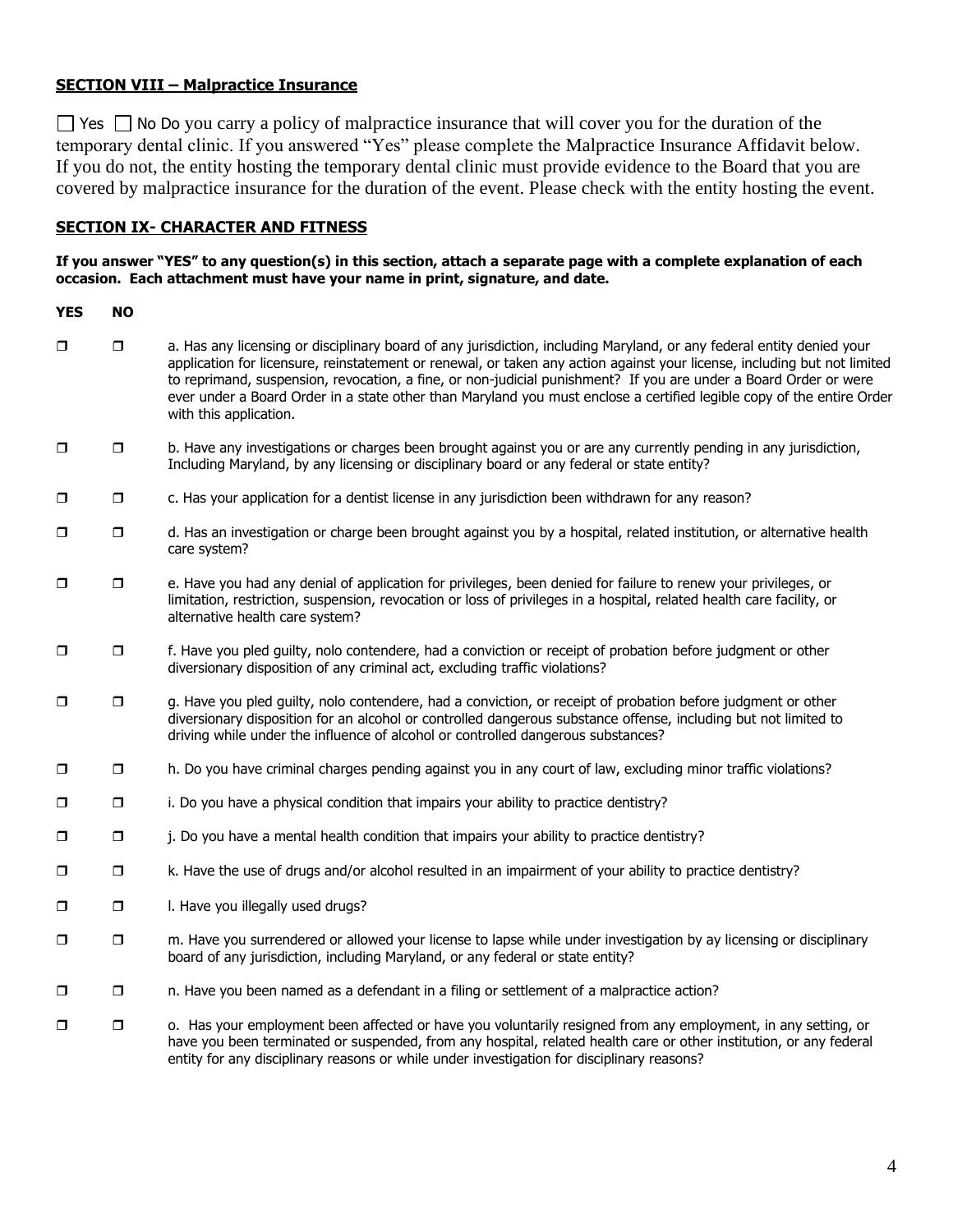**SECTION VIII – Malpractice Insurance**

☐ Yes ☐ No Do you carry a policy of malpractice insurance that will cover you for the duration of the temporary dental clinic. If you answered "Yes" please complete the Malpractice Insurance Affidavit below. If you do not, the entity hosting the temporary dental clinic must provide evidence to the Board that you are covered by malpractice insurance for the duration of the event. Please check with the entity hosting the event.

**SECTION IX- CHARACTER AND FITNESS**

**If you answer "YES" to any question(s) in this section, attach a separate page with a complete explanation of each occasion. Each attachment must have your name in print, signature, and date.**

| YES | NO | |
|---|---|---|
| ☐ | ☐ | a. Has any licensing or disciplinary board of any jurisdiction, including Maryland, or any federal entity denied your application for licensure, reinstatement or renewal, or taken any action against your license, including but not limited to reprimand, suspension, revocation, a fine, or non-judicial punishment? If you are under a Board Order or were ever under a Board Order in a state other than Maryland you must enclose a certified legible copy of the entire Order with this application. |
| ☐ | ☐ | b. Have any investigations or charges been brought against you or are any currently pending in any jurisdiction, Including Maryland, by any licensing or disciplinary board or any federal or state entity? |
| ☐ | ☐ | c. Has your application for a dentist license in any jurisdiction been withdrawn for any reason? |
| ☐ | ☐ | d. Has an investigation or charge been brought against you by a hospital, related institution, or alternative health care system? |
| ☐ | ☐ | e. Have you had any denial of application for privileges, been denied for failure to renew your privileges, or limitation, restriction, suspension, revocation or loss of privileges in a hospital, related health care facility, or alternative health care system? |
| ☐ | ☐ | f. Have you pled guilty, nolo contendere, had a conviction or receipt of probation before judgment or other diversionary disposition of any criminal act, excluding traffic violations? |
| ☐ | ☐ | g. Have you pled guilty, nolo contendere, had a conviction, or receipt of probation before judgment or other diversionary disposition for an alcohol or controlled dangerous substance offense, including but not limited to driving while under the influence of alcohol or controlled dangerous substances? |
| ☐ | ☐ | h. Do you have criminal charges pending against you in any court of law, excluding minor traffic violations? |
| ☐ | ☐ | i. Do you have a physical condition that impairs your ability to practice dentistry? |
| ☐ | ☐ | j. Do you have a mental health condition that impairs your ability to practice dentistry? |
| ☐ | ☐ | k. Have the use of drugs and/or alcohol resulted in an impairment of your ability to practice dentistry? |
| ☐ | ☐ | l. Have you illegally used drugs? |
| ☐ | ☐ | m. Have you surrendered or allowed your license to lapse while under investigation by ay licensing or disciplinary board of any jurisdiction, including Maryland, or any federal or state entity? |
| ☐ | ☐ | n. Have you been named as a defendant in a filing or settlement of a malpractice action? |
| ☐ | ☐ | o. Has your employment been affected or have you voluntarily resigned from any employment, in any setting, or have you been terminated or suspended, from any hospital, related health care or other institution, or any federal entity for any disciplinary reasons or while under investigation for disciplinary reasons? |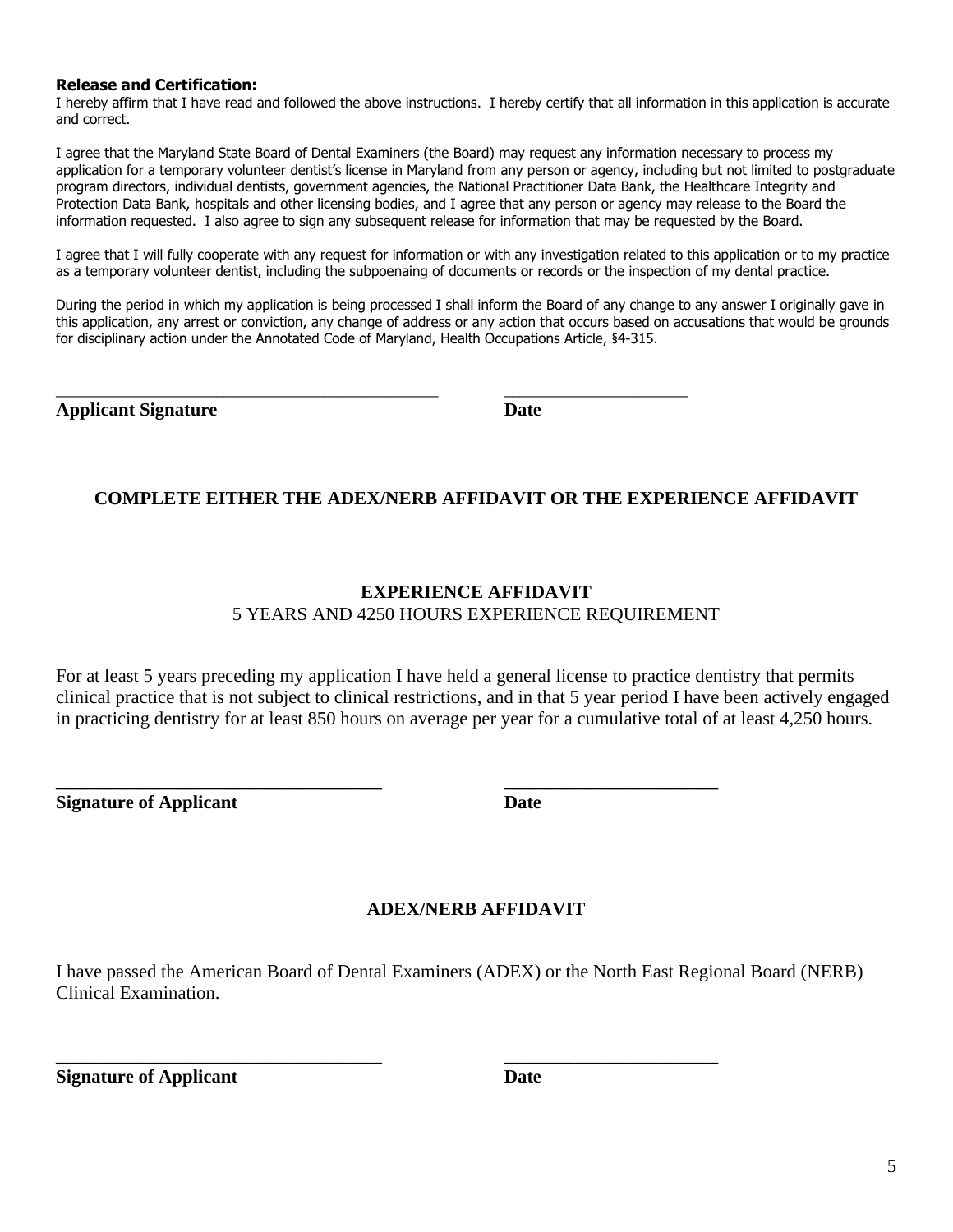**Release and Certification:**
I hereby affirm that I have read and followed the above instructions. I hereby certify that all information in this application is accurate and correct.

I agree that the Maryland State Board of Dental Examiners (the Board) may request any information necessary to process my application for a temporary volunteer dentist's license in Maryland from any person or agency, including but not limited to postgraduate program directors, individual dentists, government agencies, the National Practitioner Data Bank, the Healthcare Integrity and Protection Data Bank, hospitals and other licensing bodies, and I agree that any person or agency may release to the Board the information requested. I also agree to sign any subsequent release for information that may be requested by the Board.

I agree that I will fully cooperate with any request for information or with any investigation related to this application or to my practice as a temporary volunteer dentist, including the subpoenaing of documents or records or the inspection of my dental practice.

During the period in which my application is being processed I shall inform the Board of any change to any answer I originally gave in this application, any arrest or conviction, any change of address or any action that occurs based on accusations that would be grounds for disciplinary action under the Annotated Code of Maryland, Health Occupations Article, §4-315.

_______________________________________________ &nbsp;&nbsp;&nbsp;&nbsp; _____________________

**Applicant Signature** &nbsp;&nbsp;&nbsp;&nbsp; **Date**

## COMPLETE EITHER THE ADEX/NERB AFFIDAVIT OR THE EXPERIENCE AFFIDAVIT

### EXPERIENCE AFFIDAVIT

5 YEARS AND 4250 HOURS EXPERIENCE REQUIREMENT

For at least 5 years preceding my application I have held a general license to practice dentistry that permits clinical practice that is not subject to clinical restrictions, and in that 5 year period I have been actively engaged in practicing dentistry for at least 850 hours on average per year for a cumulative total of at least 4,250 hours.

____________________________________ &nbsp;&nbsp;&nbsp;&nbsp; _______________________

**Signature of Applicant** &nbsp;&nbsp;&nbsp;&nbsp; **Date**

### ADEX/NERB AFFIDAVIT

I have passed the American Board of Dental Examiners (ADEX) or the North East Regional Board (NERB) Clinical Examination.

____________________________________ &nbsp;&nbsp;&nbsp;&nbsp; _______________________

**Signature of Applicant** &nbsp;&nbsp;&nbsp;&nbsp; **Date**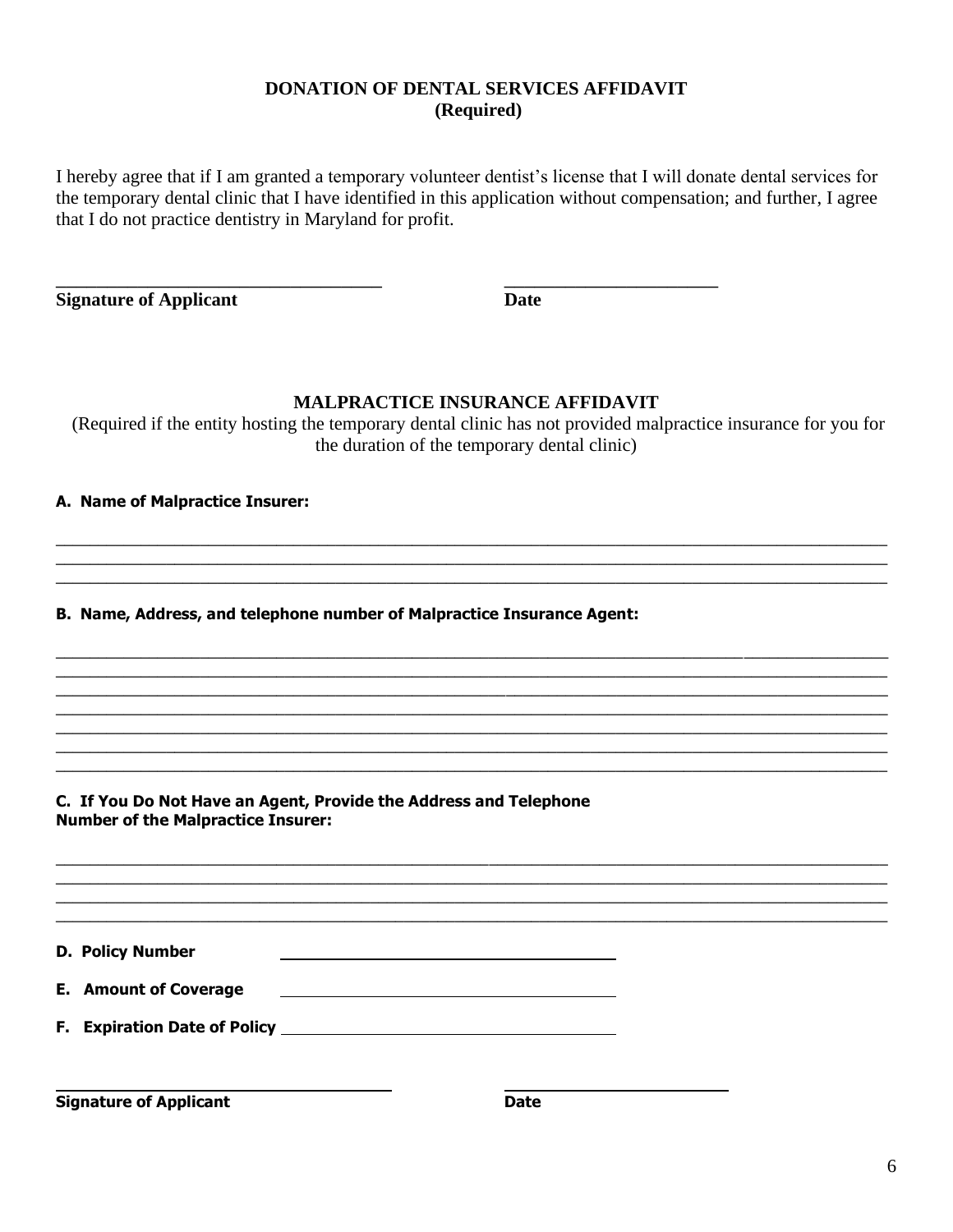## DONATION OF DENTAL SERVICES AFFIDAVIT
**(Required)**

I hereby agree that if I am granted a temporary volunteer dentist's license that I will donate dental services for the temporary dental clinic that I have identified in this application without compensation; and further, I agree that I do not practice dentistry in Maryland for profit.

_____________________________________ _______________________

**Signature of Applicant** **Date**

## MALPRACTICE INSURANCE AFFIDAVIT

(Required if the entity hosting the temporary dental clinic has not provided malpractice insurance for you for the duration of the temporary dental clinic)

**A. Name of Malpractice Insurer:**

________________________________________________________________________________
________________________________________________________________________________
________________________________________________________________________________

**B. Name, Address, and telephone number of Malpractice Insurance Agent:**

________________________________________________________________________________
________________________________________________________________________________
________________________________________________________________________________
________________________________________________________________________________
________________________________________________________________________________
________________________________________________________________________________
________________________________________________________________________________

**C. If You Do Not Have an Agent, Provide the Address and Telephone Number of the Malpractice Insurer:**

________________________________________________________________________________
________________________________________________________________________________
________________________________________________________________________________
________________________________________________________________________________

**D. Policy Number** _____________________________________

**E. Amount of Coverage** _____________________________________

**F. Expiration Date of Policy** _____________________________________

_____________________________________ _______________________

**Signature of Applicant** **Date**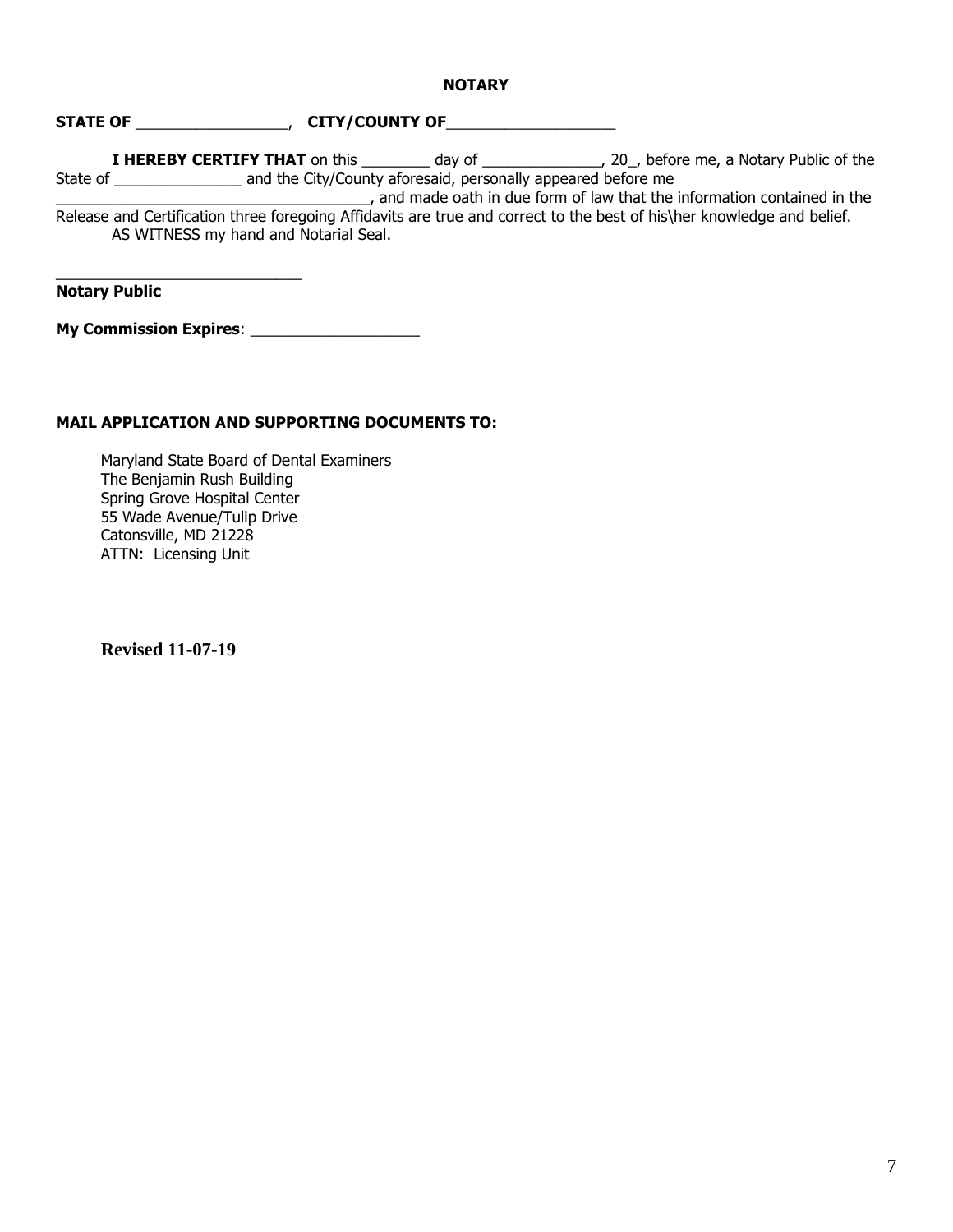**NOTARY**

**STATE OF** _________________, **CITY/COUNTY OF**___________________

**I HEREBY CERTIFY THAT** on this ________ day of ______________, 20_, before me, a Notary Public of the State of _______________ and the City/County aforesaid, personally appeared before me _____________________________________, and made oath in due form of law that the information contained in the Release and Certification three foregoing Affidavits are true and correct to the best of his\her knowledge and belief.

AS WITNESS my hand and Notarial Seal.

_____________________________

**Notary Public**

**My Commission Expires**: ___________________

**MAIL APPLICATION AND SUPPORTING DOCUMENTS TO:**

Maryland State Board of Dental Examiners
The Benjamin Rush Building
Spring Grove Hospital Center
55 Wade Avenue/Tulip Drive
Catonsville, MD 21228
ATTN: Licensing Unit

**Revised 11-07-19**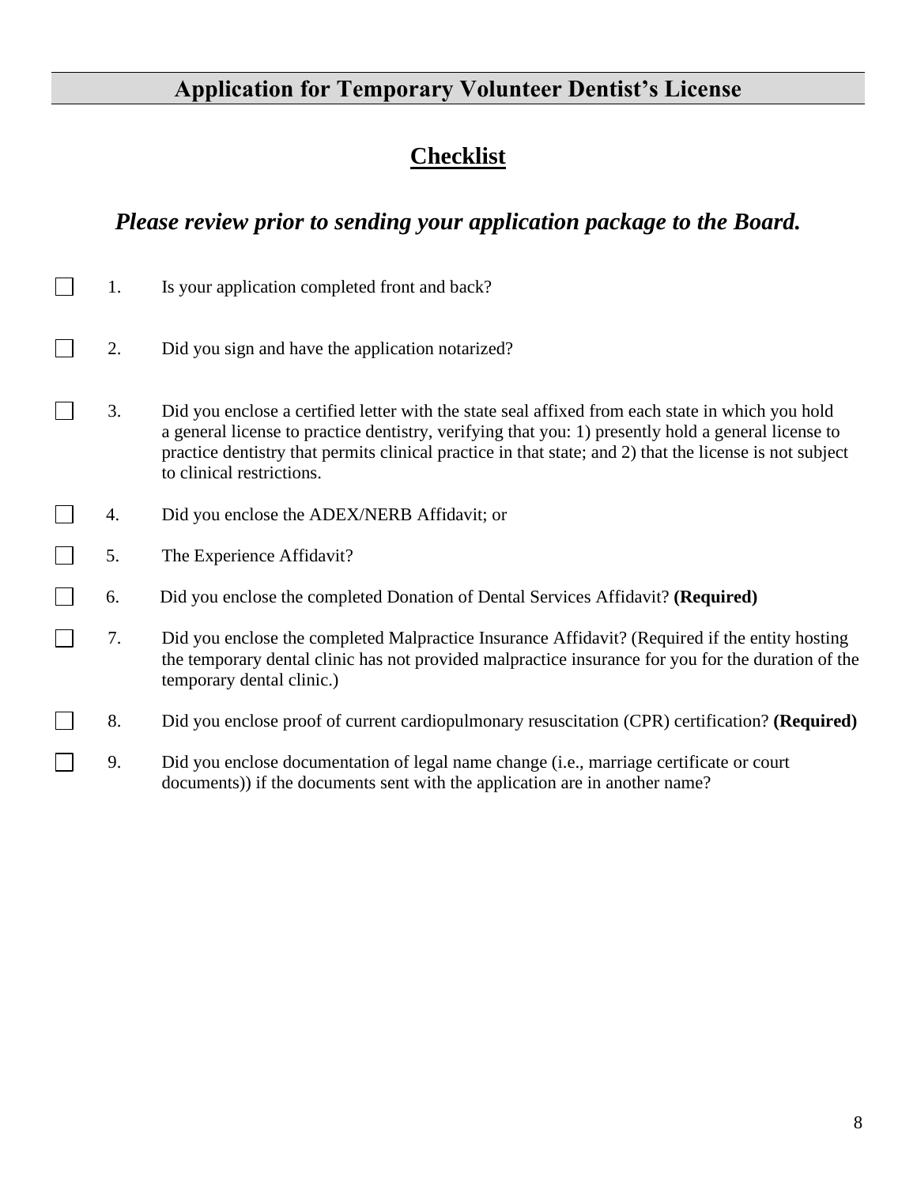# Application for Temporary Volunteer Dentist's License

## Checklist

***Please review prior to sending your application package to the Board.***

- ☐ 1. Is your application completed front and back?
- ☐ 2. Did you sign and have the application notarized?
- ☐ 3. Did you enclose a certified letter with the state seal affixed from each state in which you hold a general license to practice dentistry, verifying that you: 1) presently hold a general license to practice dentistry that permits clinical practice in that state; and 2) that the license is not subject to clinical restrictions.
- ☐ 4. Did you enclose the ADEX/NERB Affidavit; or
- ☐ 5. The Experience Affidavit?
- ☐ 6. Did you enclose the completed Donation of Dental Services Affidavit? **(Required)**
- ☐ 7. Did you enclose the completed Malpractice Insurance Affidavit? (Required if the entity hosting the temporary dental clinic has not provided malpractice insurance for you for the duration of the temporary dental clinic.)
- ☐ 8. Did you enclose proof of current cardiopulmonary resuscitation (CPR) certification? **(Required)**
- ☐ 9. Did you enclose documentation of legal name change (i.e., marriage certificate or court documents)) if the documents sent with the application are in another name?